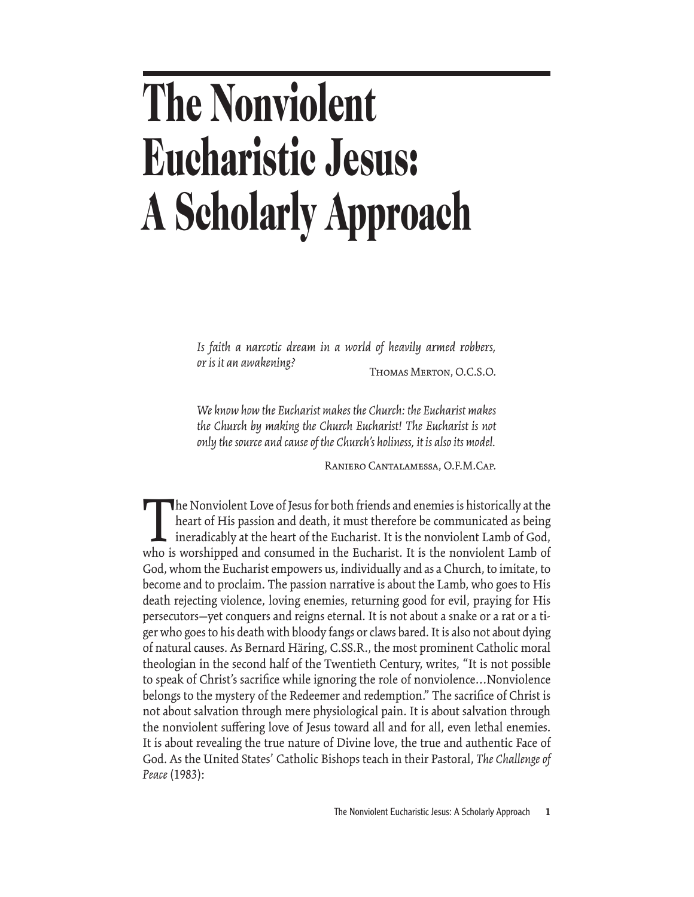# The Nonviolent Eucharistic Jesus: A Scholarly Approach

> *Is faith a narcotic dream in a world of heavily armed robbers, or is it an awakening?*
>
> Thomas Merton, O.C.S.O.

> *We know how the Eucharist makes the Church: the Eucharist makes the Church by making the Church Eucharist! The Eucharist is not only the source and cause of the Church's holiness, it is also its model.*
>
> Raniero Cantalamessa, O.F.M.Cap.

The Nonviolent Love of Jesus for both friends and enemies is historically at the heart of His passion and death, it must therefore be communicated as being ineradicably at the heart of the Eucharist. It is the nonviolent Lamb of God, who is worshipped and consumed in the Eucharist. It is the nonviolent Lamb of God, whom the Eucharist empowers us, individually and as a Church, to imitate, to become and to proclaim. The passion narrative is about the Lamb, who goes to His death rejecting violence, loving enemies, returning good for evil, praying for His persecutors—yet conquers and reigns eternal. It is not about a snake or a rat or a tiger who goes to his death with bloody fangs or claws bared. It is also not about dying of natural causes. As Bernard Häring, C.SS.R., the most prominent Catholic moral theologian in the second half of the Twentieth Century, writes, "It is not possible to speak of Christ's sacrifice while ignoring the role of nonviolence…Nonviolence belongs to the mystery of the Redeemer and redemption." The sacrifice of Christ is not about salvation through mere physiological pain. It is about salvation through the nonviolent suffering love of Jesus toward all and for all, even lethal enemies. It is about revealing the true nature of Divine love, the true and authentic Face of God. As the United States' Catholic Bishops teach in their Pastoral, *The Challenge of Peace* (1983):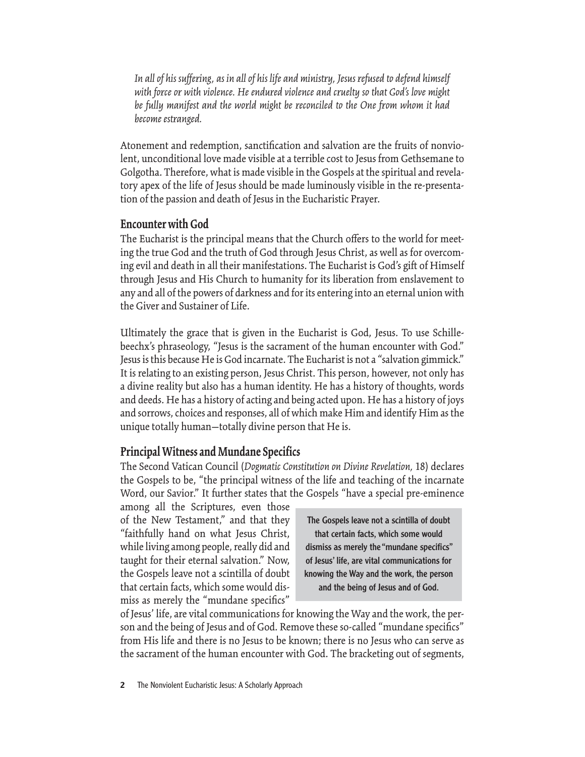*In all of his suffering, as in all of his life and ministry, Jesus refused to defend himself with force or with violence. He endured violence and cruelty so that God's love might be fully manifest and the world might be reconciled to the One from whom it had become estranged.*

Atonement and redemption, sanctification and salvation are the fruits of nonviolent, unconditional love made visible at a terrible cost to Jesus from Gethsemane to Golgotha. Therefore, what is made visible in the Gospels at the spiritual and revelatory apex of the life of Jesus should be made luminously visible in the re-presentation of the passion and death of Jesus in the Eucharistic Prayer.

## Encounter with God

The Eucharist is the principal means that the Church offers to the world for meeting the true God and the truth of God through Jesus Christ, as well as for overcoming evil and death in all their manifestations. The Eucharist is God's gift of Himself through Jesus and His Church to humanity for its liberation from enslavement to any and all of the powers of darkness and for its entering into an eternal union with the Giver and Sustainer of Life.

Ultimately the grace that is given in the Eucharist is God, Jesus. To use Schillebeechx's phraseology, "Jesus is the sacrament of the human encounter with God." Jesus is this because He is God incarnate. The Eucharist is not a "salvation gimmick." It is relating to an existing person, Jesus Christ. This person, however, not only has a divine reality but also has a human identity. He has a history of thoughts, words and deeds. He has a history of acting and being acted upon. He has a history of joys and sorrows, choices and responses, all of which make Him and identify Him as the unique totally human—totally divine person that He is.

## Principal Witness and Mundane Specifics

The Second Vatican Council (*Dogmatic Constitution on Divine Revelation,* 18) declares the Gospels to be, "the principal witness of the life and teaching of the incarnate Word, our Savior." It further states that the Gospels "have a special pre-eminence among all the Scriptures, even those of the New Testament," and that they "faithfully hand on what Jesus Christ, while living among people, really did and taught for their eternal salvation." Now, the Gospels leave not a scintilla of doubt that certain facts, which some would dismiss as merely the "mundane specifics" of Jesus' life, are vital communications for knowing the Way and the work, the person and the being of Jesus and of God. Remove these so-called "mundane specifics" from His life and there is no Jesus to be known; there is no Jesus who can serve as the sacrament of the human encounter with God. The bracketing out of segments,

> **The Gospels leave not a scintilla of doubt that certain facts, which some would dismiss as merely the "mundane specifics" of Jesus' life, are vital communications for knowing the Way and the work, the person and the being of Jesus and of God.**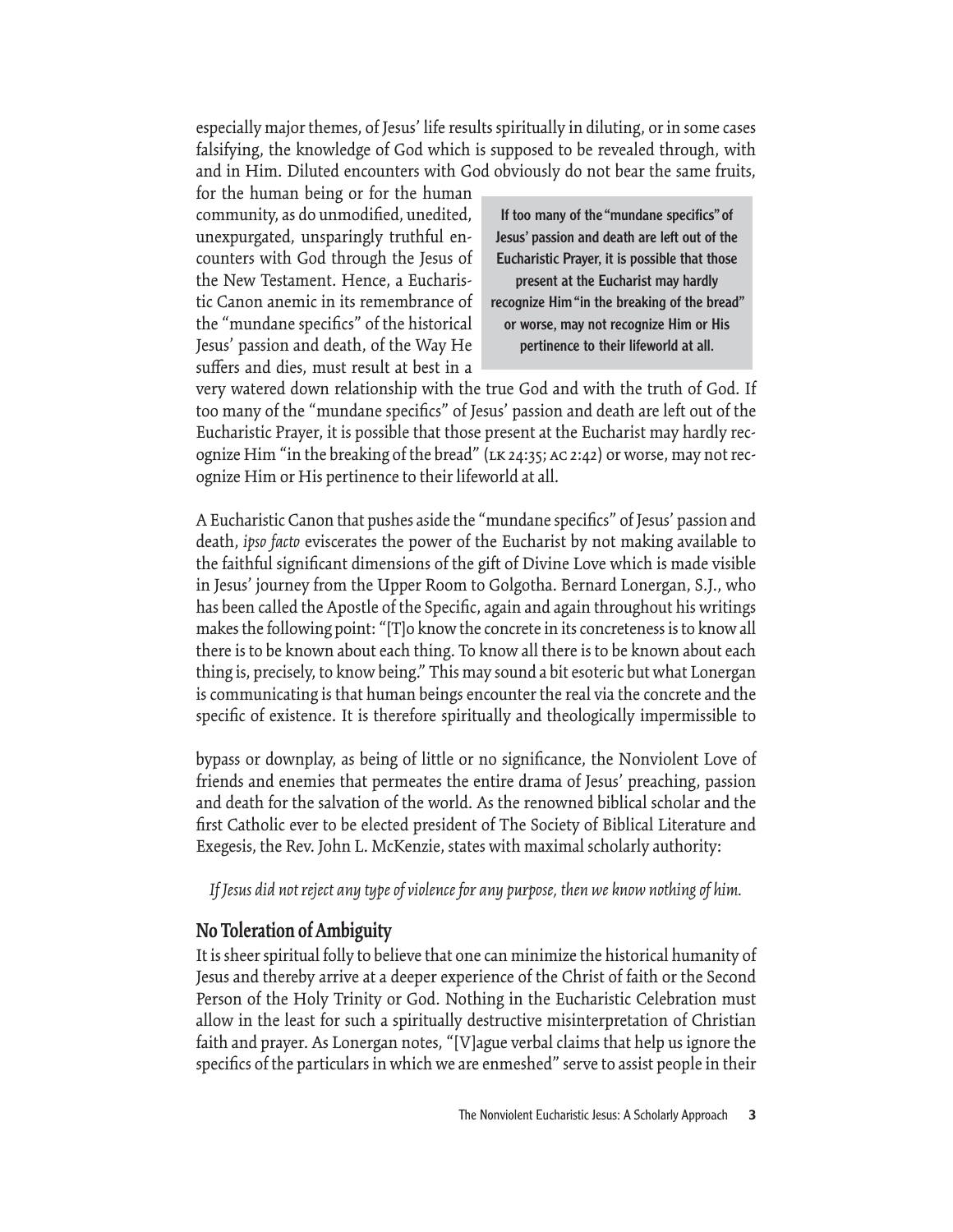especially major themes, of Jesus' life results spiritually in diluting, or in some cases falsifying, the knowledge of God which is supposed to be revealed through, with and in Him. Diluted encounters with God obviously do not bear the same fruits, for the human being or for the human community, as do unmodified, unedited, unexpurgated, unsparingly truthful encounters with God through the Jesus of the New Testament. Hence, a Eucharistic Canon anemic in its remembrance of the "mundane specifics" of the historical Jesus' passion and death, of the Way He suffers and dies, must result at best in a very watered down relationship with the true God and with the truth of God. If too many of the "mundane specifics" of Jesus' passion and death are left out of the Eucharistic Prayer, it is possible that those present at the Eucharist may hardly recognize Him "in the breaking of the bread" (LK 24:35; AC 2:42) or worse, may not recognize Him or His pertinence to their lifeworld at all.

> **If too many of the "mundane specifics" of Jesus' passion and death are left out of the Eucharistic Prayer, it is possible that those present at the Eucharist may hardly recognize Him "in the breaking of the bread" or worse, may not recognize Him or His pertinence to their lifeworld at all.**

A Eucharistic Canon that pushes aside the "mundane specifics" of Jesus' passion and death, *ipso facto* eviscerates the power of the Eucharist by not making available to the faithful significant dimensions of the gift of Divine Love which is made visible in Jesus' journey from the Upper Room to Golgotha. Bernard Lonergan, S.J., who has been called the Apostle of the Specific, again and again throughout his writings makes the following point: "[T]o know the concrete in its concreteness is to know all there is to be known about each thing. To know all there is to be known about each thing is, precisely, to know being." This may sound a bit esoteric but what Lonergan is communicating is that human beings encounter the real via the concrete and the specific of existence. It is therefore spiritually and theologically impermissible to bypass or downplay, as being of little or no significance, the Nonviolent Love of friends and enemies that permeates the entire drama of Jesus' preaching, passion and death for the salvation of the world. As the renowned biblical scholar and the first Catholic ever to be elected president of The Society of Biblical Literature and Exegesis, the Rev. John L. McKenzie, states with maximal scholarly authority:

> *If Jesus did not reject any type of violence for any purpose, then we know nothing of him.*

## No Toleration of Ambiguity

It is sheer spiritual folly to believe that one can minimize the historical humanity of Jesus and thereby arrive at a deeper experience of the Christ of faith or the Second Person of the Holy Trinity or God. Nothing in the Eucharistic Celebration must allow in the least for such a spiritually destructive misinterpretation of Christian faith and prayer. As Lonergan notes, "[V]ague verbal claims that help us ignore the specifics of the particulars in which we are enmeshed" serve to assist people in their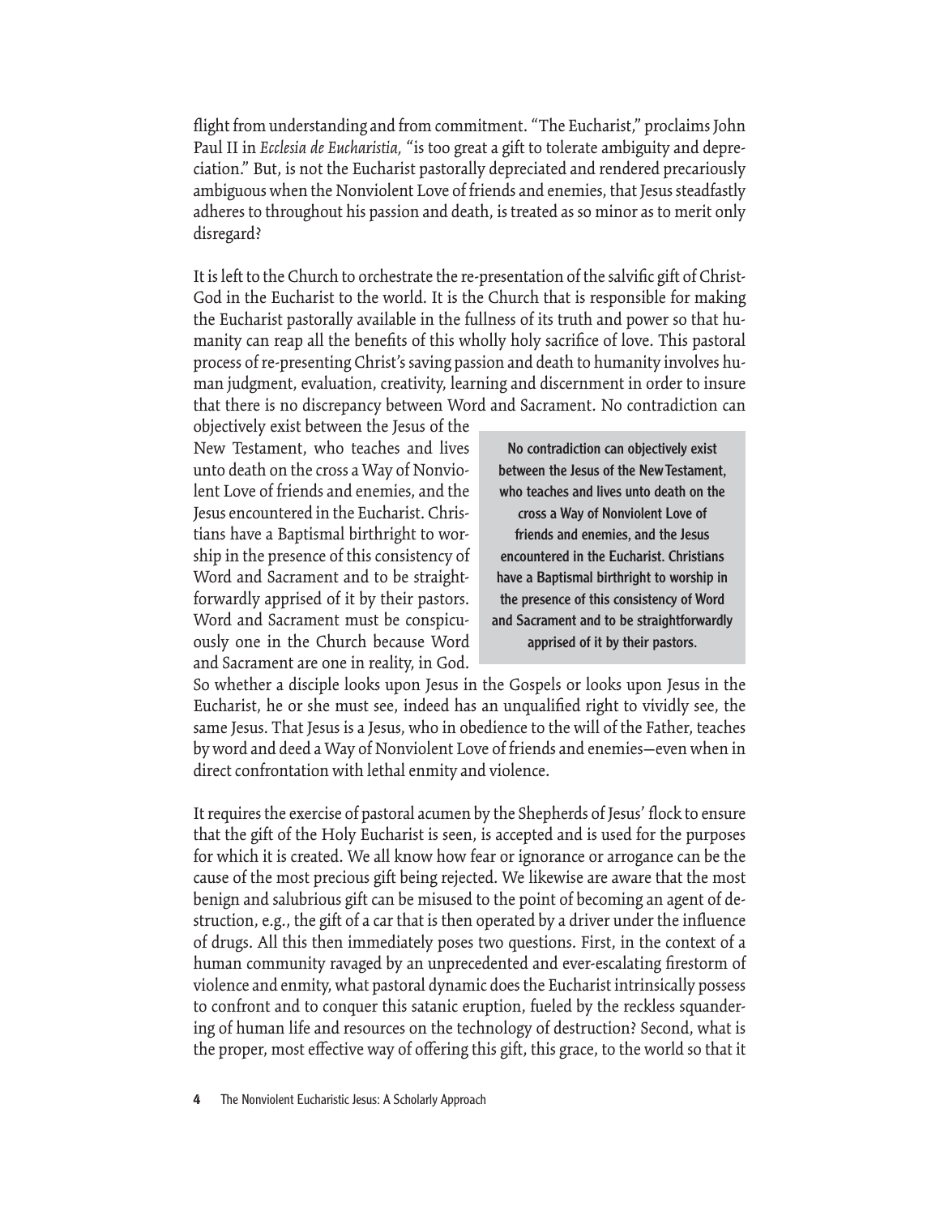flight from understanding and from commitment. "The Eucharist," proclaims John Paul II in *Ecclesia de Eucharistia,* "is too great a gift to tolerate ambiguity and depreciation." But, is not the Eucharist pastorally depreciated and rendered precariously ambiguous when the Nonviolent Love of friends and enemies, that Jesus steadfastly adheres to throughout his passion and death, is treated as so minor as to merit only disregard?

It is left to the Church to orchestrate the re-presentation of the salvific gift of Christ-God in the Eucharist to the world. It is the Church that is responsible for making the Eucharist pastorally available in the fullness of its truth and power so that humanity can reap all the benefits of this wholly holy sacrifice of love. This pastoral process of re-presenting Christ's saving passion and death to humanity involves human judgment, evaluation, creativity, learning and discernment in order to insure that there is no discrepancy between Word and Sacrament. No contradiction can objectively exist between the Jesus of the New Testament, who teaches and lives unto death on the cross a Way of Nonviolent Love of friends and enemies, and the Jesus encountered in the Eucharist. Christians have a Baptismal birthright to worship in the presence of this consistency of Word and Sacrament and to be straightforwardly apprised of it by their pastors. Word and Sacrament must be conspicuously one in the Church because Word and Sacrament are one in reality, in God.

> **No contradiction can objectively exist between the Jesus of the New Testament, who teaches and lives unto death on the cross a Way of Nonviolent Love of friends and enemies, and the Jesus encountered in the Eucharist. Christians have a Baptismal birthright to worship in the presence of this consistency of Word and Sacrament and to be straightforwardly apprised of it by their pastors.**

So whether a disciple looks upon Jesus in the Gospels or looks upon Jesus in the Eucharist, he or she must see, indeed has an unqualified right to vividly see, the same Jesus. That Jesus is a Jesus, who in obedience to the will of the Father, teaches by word and deed a Way of Nonviolent Love of friends and enemies—even when in direct confrontation with lethal enmity and violence.

It requires the exercise of pastoral acumen by the Shepherds of Jesus' flock to ensure that the gift of the Holy Eucharist is seen, is accepted and is used for the purposes for which it is created. We all know how fear or ignorance or arrogance can be the cause of the most precious gift being rejected. We likewise are aware that the most benign and salubrious gift can be misused to the point of becoming an agent of destruction, e.g., the gift of a car that is then operated by a driver under the influence of drugs. All this then immediately poses two questions. First, in the context of a human community ravaged by an unprecedented and ever-escalating firestorm of violence and enmity, what pastoral dynamic does the Eucharist intrinsically possess to confront and to conquer this satanic eruption, fueled by the reckless squandering of human life and resources on the technology of destruction? Second, what is the proper, most effective way of offering this gift, this grace, to the world so that it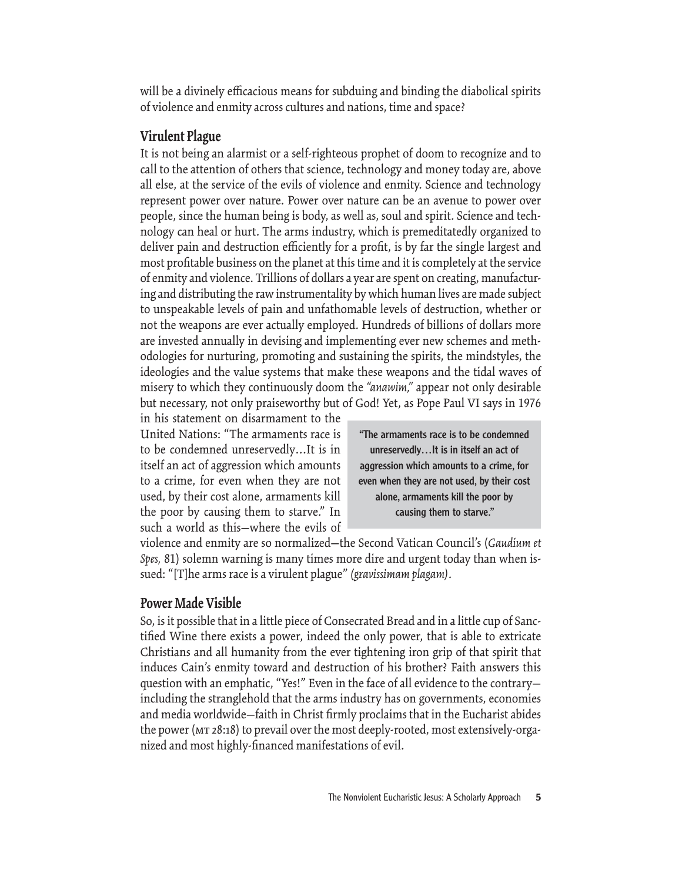will be a divinely efficacious means for subduing and binding the diabolical spirits of violence and enmity across cultures and nations, time and space?

## Virulent Plague

It is not being an alarmist or a self-righteous prophet of doom to recognize and to call to the attention of others that science, technology and money today are, above all else, at the service of the evils of violence and enmity. Science and technology represent power over nature. Power over nature can be an avenue to power over people, since the human being is body, as well as, soul and spirit. Science and technology can heal or hurt. The arms industry, which is premeditatedly organized to deliver pain and destruction efficiently for a profit, is by far the single largest and most profitable business on the planet at this time and it is completely at the service of enmity and violence. Trillions of dollars a year are spent on creating, manufacturing and distributing the raw instrumentality by which human lives are made subject to unspeakable levels of pain and unfathomable levels of destruction, whether or not the weapons are ever actually employed. Hundreds of billions of dollars more are invested annually in devising and implementing ever new schemes and methodologies for nurturing, promoting and sustaining the spirits, the mindstyles, the ideologies and the value systems that make these weapons and the tidal waves of misery to which they continuously doom the *"anawim,"* appear not only desirable but necessary, not only praiseworthy but of God! Yet, as Pope Paul VI says in 1976 in his statement on disarmament to the United Nations: "The armaments race is to be condemned unreservedly…It is in itself an act of aggression which amounts to a crime, for even when they are not used, by their cost alone, armaments kill the poor by causing them to starve." In such a world as this—where the evils of violence and enmity are so normalized—the Second Vatican Council's (*Gaudium et Spes,* 81) solemn warning is many times more dire and urgent today than when issued: "[T]he arms race is a virulent plague" *(gravissimam plagam)*.

> **"The armaments race is to be condemned unreservedly…It is in itself an act of aggression which amounts to a crime, for even when they are not used, by their cost alone, armaments kill the poor by causing them to starve."**

## Power Made Visible

So, is it possible that in a little piece of Consecrated Bread and in a little cup of Sanctified Wine there exists a power, indeed the only power, that is able to extricate Christians and all humanity from the ever tightening iron grip of that spirit that induces Cain's enmity toward and destruction of his brother? Faith answers this question with an emphatic, "Yes!" Even in the face of all evidence to the contrary—including the stranglehold that the arms industry has on governments, economies and media worldwide—faith in Christ firmly proclaims that in the Eucharist abides the power (MT 28:18) to prevail over the most deeply-rooted, most extensively-organized and most highly-financed manifestations of evil.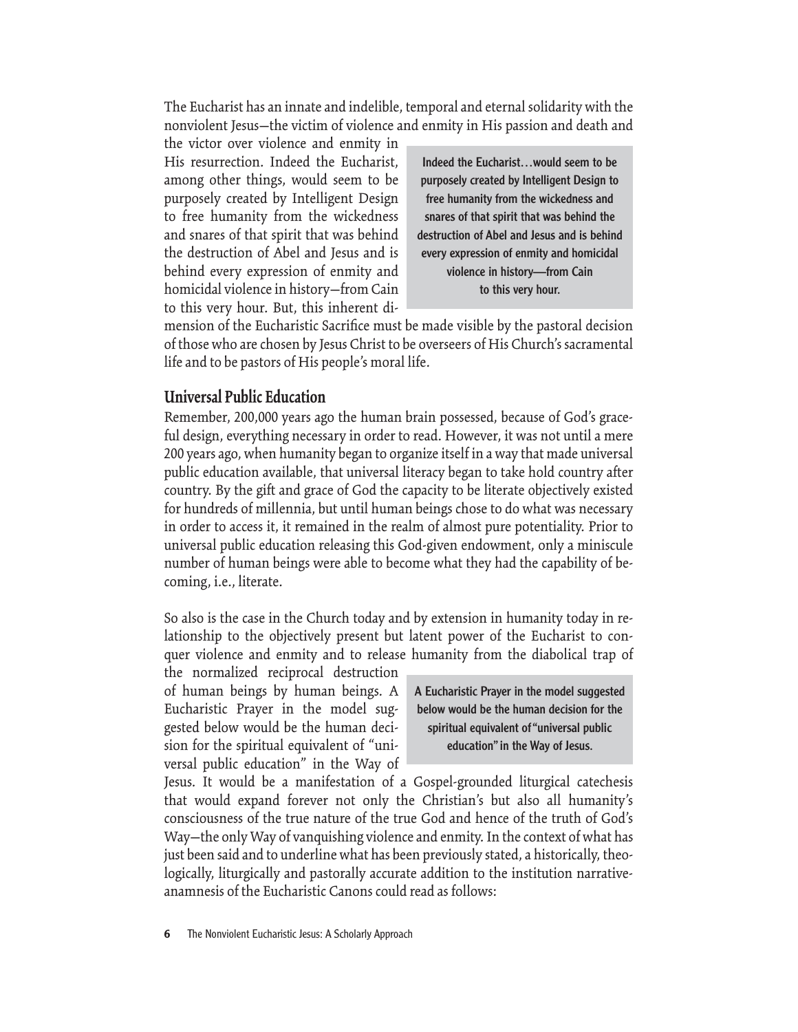The Eucharist has an innate and indelible, temporal and eternal solidarity with the nonviolent Jesus—the victim of violence and enmity in His passion and death and the victor over violence and enmity in His resurrection. Indeed the Eucharist, among other things, would seem to be purposely created by Intelligent Design to free humanity from the wickedness and snares of that spirit that was behind the destruction of Abel and Jesus and is behind every expression of enmity and homicidal violence in history—from Cain to this very hour. But, this inherent dimension of the Eucharistic Sacrifice must be made visible by the pastoral decision of those who are chosen by Jesus Christ to be overseers of His Church's sacramental life and to be pastors of His people's moral life.

> **Indeed the Eucharist…would seem to be purposely created by Intelligent Design to free humanity from the wickedness and snares of that spirit that was behind the destruction of Abel and Jesus and is behind every expression of enmity and homicidal violence in history—from Cain to this very hour.**

## Universal Public Education

Remember, 200,000 years ago the human brain possessed, because of God's graceful design, everything necessary in order to read. However, it was not until a mere 200 years ago, when humanity began to organize itself in a way that made universal public education available, that universal literacy began to take hold country after country. By the gift and grace of God the capacity to be literate objectively existed for hundreds of millennia, but until human beings chose to do what was necessary in order to access it, it remained in the realm of almost pure potentiality. Prior to universal public education releasing this God-given endowment, only a miniscule number of human beings were able to become what they had the capability of becoming, i.e., literate.

So also is the case in the Church today and by extension in humanity today in relationship to the objectively present but latent power of the Eucharist to conquer violence and enmity and to release humanity from the diabolical trap of the normalized reciprocal destruction of human beings by human beings. A Eucharistic Prayer in the model suggested below would be the human decision for the spiritual equivalent of "universal public education" in the Way of Jesus. It would be a manifestation of a Gospel-grounded liturgical catechesis that would expand forever not only the Christian's but also all humanity's consciousness of the true nature of the true God and hence of the truth of God's Way—the only Way of vanquishing violence and enmity. In the context of what has just been said and to underline what has been previously stated, a historically, theologically, liturgically and pastorally accurate addition to the institution narrative-anamnesis of the Eucharistic Canons could read as follows:

> **A Eucharistic Prayer in the model suggested below would be the human decision for the spiritual equivalent of "universal public education" in the Way of Jesus.**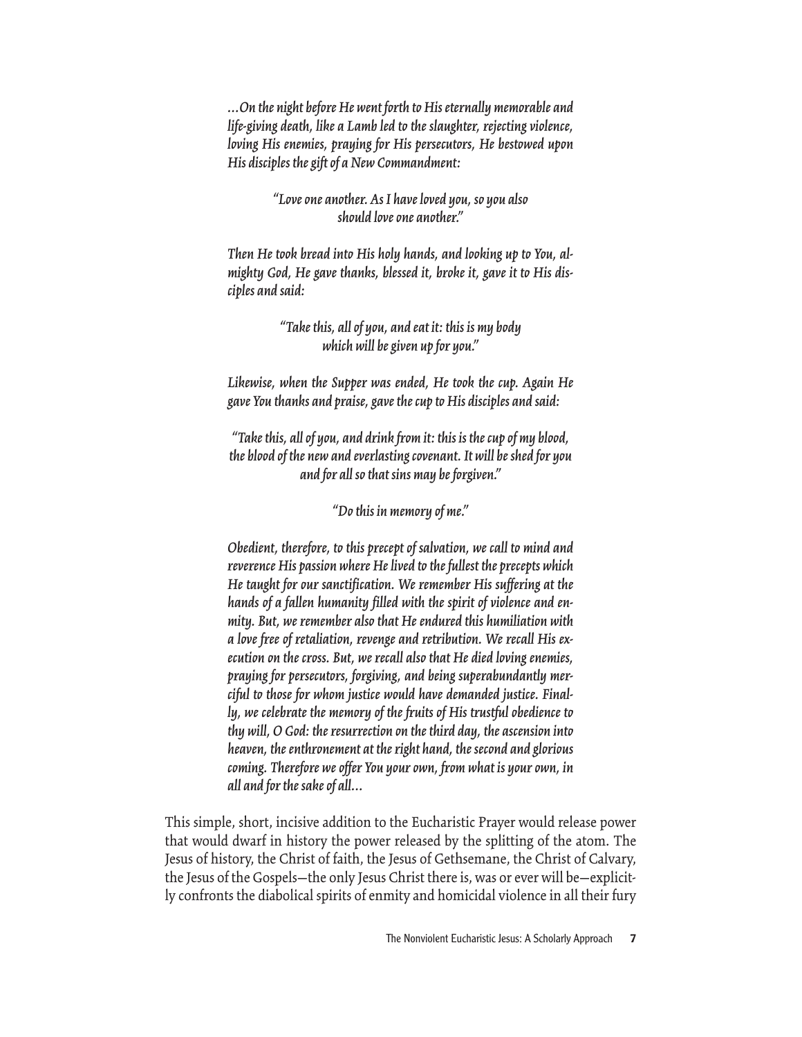*…On the night before He went forth to His eternally memorable and life-giving death, like a Lamb led to the slaughter, rejecting violence, loving His enemies, praying for His persecutors, He bestowed upon His disciples the gift of a New Commandment:*

*"Love one another. As I have loved you, so you also should love one another."*

*Then He took bread into His holy hands, and looking up to You, almighty God, He gave thanks, blessed it, broke it, gave it to His disciples and said:*

*"Take this, all of you, and eat it: this is my body which will be given up for you."*

*Likewise, when the Supper was ended, He took the cup. Again He gave You thanks and praise, gave the cup to His disciples and said:*

*"Take this, all of you, and drink from it: this is the cup of my blood, the blood of the new and everlasting covenant. It will be shed for you and for all so that sins may be forgiven."*

*"Do this in memory of me."*

*Obedient, therefore, to this precept of salvation, we call to mind and reverence His passion where He lived to the fullest the precepts which He taught for our sanctification. We remember His suffering at the hands of a fallen humanity filled with the spirit of violence and enmity. But, we remember also that He endured this humiliation with a love free of retaliation, revenge and retribution. We recall His execution on the cross. But, we recall also that He died loving enemies, praying for persecutors, forgiving, and being superabundantly merciful to those for whom justice would have demanded justice. Finally, we celebrate the memory of the fruits of His trustful obedience to thy will, O God: the resurrection on the third day, the ascension into heaven, the enthronement at the right hand, the second and glorious coming. Therefore we offer You your own, from what is your own, in all and for the sake of all…*

This simple, short, incisive addition to the Eucharistic Prayer would release power that would dwarf in history the power released by the splitting of the atom. The Jesus of history, the Christ of faith, the Jesus of Gethsemane, the Christ of Calvary, the Jesus of the Gospels—the only Jesus Christ there is, was or ever will be—explicitly confronts the diabolical spirits of enmity and homicidal violence in all their fury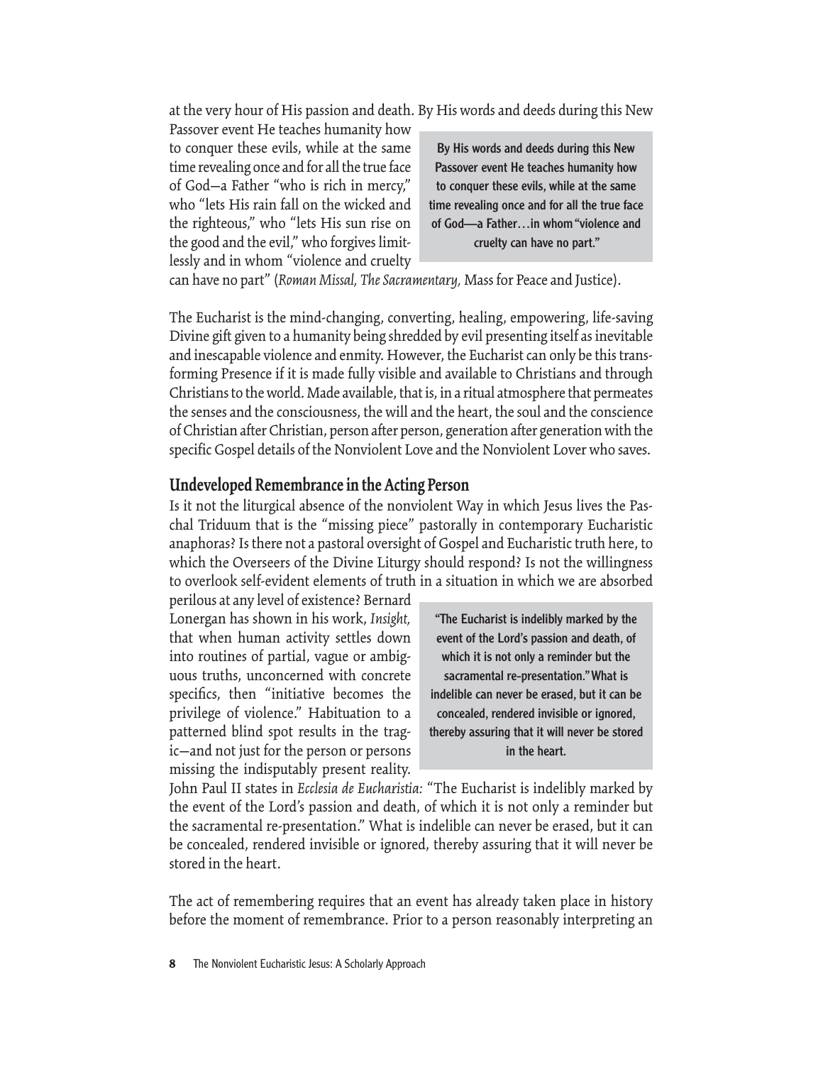at the very hour of His passion and death. By His words and deeds during this New Passover event He teaches humanity how to conquer these evils, while at the same time revealing once and for all the true face of God—a Father "who is rich in mercy," who "lets His rain fall on the wicked and the righteous," who "lets His sun rise on the good and the evil," who forgives limitlessly and in whom "violence and cruelty can have no part" (*Roman Missal, The Sacramentary,* Mass for Peace and Justice).

> **By His words and deeds during this New Passover event He teaches humanity how to conquer these evils, while at the same time revealing once and for all the true face of God—a Father…in whom "violence and cruelty can have no part."**

The Eucharist is the mind-changing, converting, healing, empowering, life-saving Divine gift given to a humanity being shredded by evil presenting itself as inevitable and inescapable violence and enmity. However, the Eucharist can only be this transforming Presence if it is made fully visible and available to Christians and through Christians to the world. Made available, that is, in a ritual atmosphere that permeates the senses and the consciousness, the will and the heart, the soul and the conscience of Christian after Christian, person after person, generation after generation with the specific Gospel details of the Nonviolent Love and the Nonviolent Lover who saves.

## Undeveloped Remembrance in the Acting Person

Is it not the liturgical absence of the nonviolent Way in which Jesus lives the Paschal Triduum that is the "missing piece" pastorally in contemporary Eucharistic anaphoras? Is there not a pastoral oversight of Gospel and Eucharistic truth here, to which the Overseers of the Divine Liturgy should respond? Is not the willingness to overlook self-evident elements of truth in a situation in which we are absorbed perilous at any level of existence? Bernard Lonergan has shown in his work, *Insight,* that when human activity settles down into routines of partial, vague or ambiguous truths, unconcerned with concrete specifics, then "initiative becomes the privilege of violence." Habituation to a patterned blind spot results in the tragic—and not just for the person or persons missing the indisputably present reality. John Paul II states in *Ecclesia de Eucharistia:* "The Eucharist is indelibly marked by the event of the Lord's passion and death, of which it is not only a reminder but the sacramental re-presentation." What is indelible can never be erased, but it can be concealed, rendered invisible or ignored, thereby assuring that it will never be stored in the heart.

> **"The Eucharist is indelibly marked by the event of the Lord's passion and death, of which it is not only a reminder but the sacramental re-presentation." What is indelible can never be erased, but it can be concealed, rendered invisible or ignored, thereby assuring that it will never be stored in the heart.**

The act of remembering requires that an event has already taken place in history before the moment of remembrance. Prior to a person reasonably interpreting an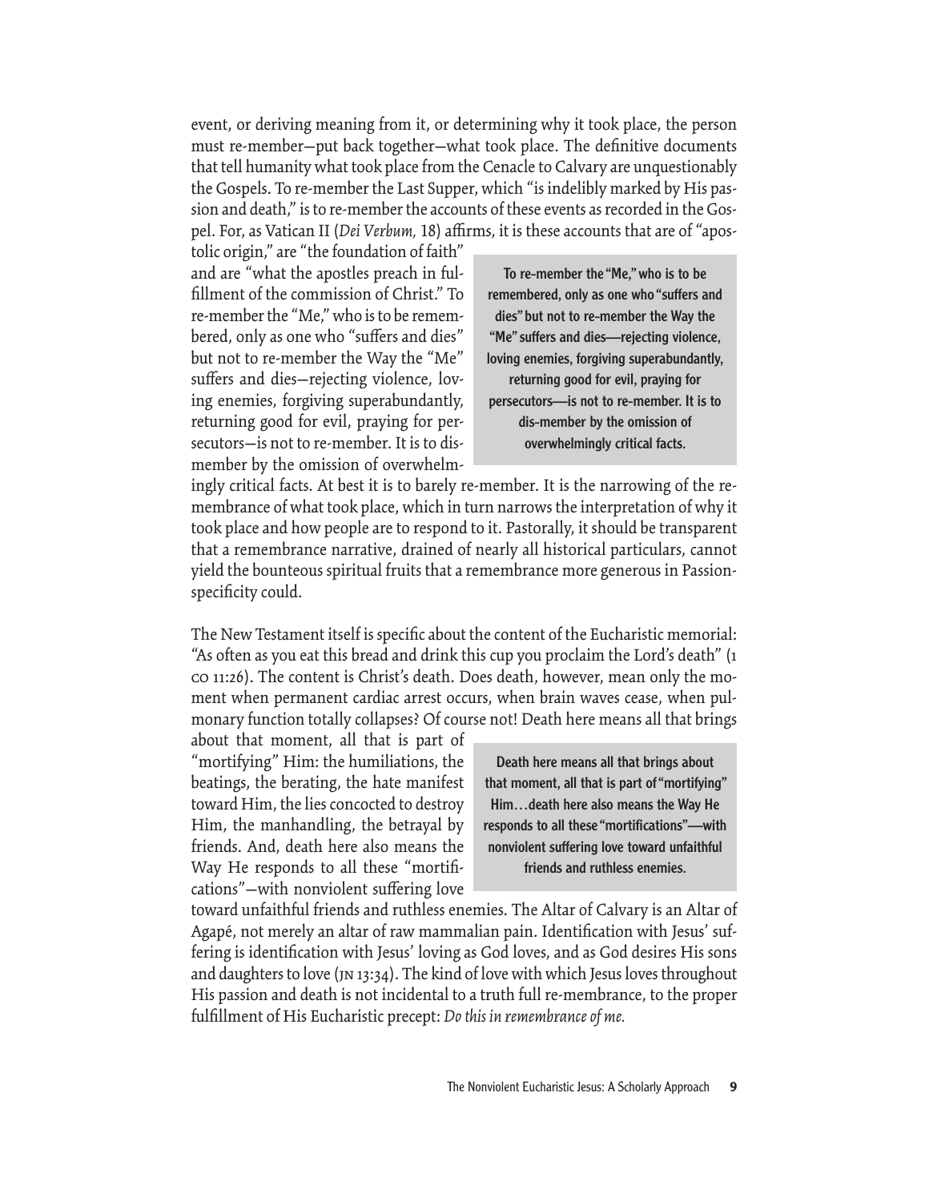event, or deriving meaning from it, or determining why it took place, the person must re-member—put back together—what took place. The definitive documents that tell humanity what took place from the Cenacle to Calvary are unquestionably the Gospels. To re-member the Last Supper, which "is indelibly marked by His passion and death," is to re-member the accounts of these events as recorded in the Gospel. For, as Vatican II (*Dei Verbum,* 18) affirms, it is these accounts that are of "apostolic origin," are "the foundation of faith" and are "what the apostles preach in fulfillment of the commission of Christ." To re-member the "Me," who is to be remembered, only as one who "suffers and dies" but not to re-member the Way the "Me" suffers and dies—rejecting violence, loving enemies, forgiving superabundantly, returning good for evil, praying for persecutors—is not to re-member. It is to dis-member by the omission of overwhelmingly critical facts. At best it is to barely re-member. It is the narrowing of the remembrance of what took place, which in turn narrows the interpretation of why it took place and how people are to respond to it. Pastorally, it should be transparent that a remembrance narrative, drained of nearly all historical particulars, cannot yield the bounteous spiritual fruits that a remembrance more generous in Passion-specificity could.

> **To re-member the "Me," who is to be remembered, only as one who "suffers and dies" but not to re-member the Way the "Me" suffers and dies—rejecting violence, loving enemies, forgiving superabundantly, returning good for evil, praying for persecutors—is not to re-member. It is to dis-member by the omission of overwhelmingly critical facts.**

The New Testament itself is specific about the content of the Eucharistic memorial: "As often as you eat this bread and drink this cup you proclaim the Lord's death" (1 CO 11:26). The content is Christ's death. Does death, however, mean only the moment when permanent cardiac arrest occurs, when brain waves cease, when pulmonary function totally collapses? Of course not! Death here means all that brings about that moment, all that is part of "mortifying" Him: the humiliations, the beatings, the berating, the hate manifest toward Him, the lies concocted to destroy Him, the manhandling, the betrayal by friends. And, death here also means the Way He responds to all these "mortifications"—with nonviolent suffering love toward unfaithful friends and ruthless enemies. The Altar of Calvary is an Altar of Agapé, not merely an altar of raw mammalian pain. Identification with Jesus' suffering is identification with Jesus' loving as God loves, and as God desires His sons and daughters to love (JN 13:34). The kind of love with which Jesus loves throughout His passion and death is not incidental to a truth full re-membrance, to the proper fulfillment of His Eucharistic precept: *Do this in remembrance of me.*

> **Death here means all that brings about that moment, all that is part of "mortifying" Him…death here also means the Way He responds to all these "mortifications"—with nonviolent suffering love toward unfaithful friends and ruthless enemies.**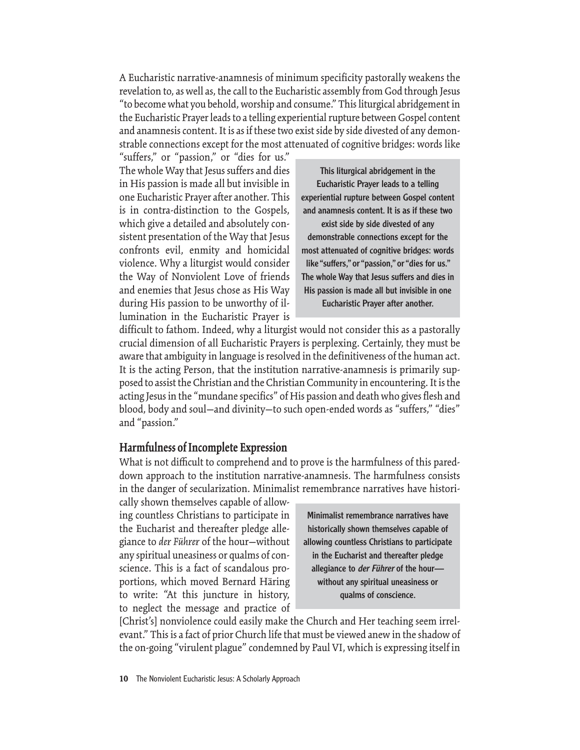A Eucharistic narrative-anamnesis of minimum specificity pastorally weakens the revelation to, as well as, the call to the Eucharistic assembly from God through Jesus "to become what you behold, worship and consume." This liturgical abridgement in the Eucharistic Prayer leads to a telling experiential rupture between Gospel content and anamnesis content. It is as if these two exist side by side divested of any demonstrable connections except for the most attenuated of cognitive bridges: words like "suffers," or "passion," or "dies for us." The whole Way that Jesus suffers and dies in His passion is made all but invisible in one Eucharistic Prayer after another. This is in contra-distinction to the Gospels, which give a detailed and absolutely consistent presentation of the Way that Jesus confronts evil, enmity and homicidal violence. Why a liturgist would consider the Way of Nonviolent Love of friends and enemies that Jesus chose as His Way during His passion to be unworthy of illumination in the Eucharistic Prayer is difficult to fathom. Indeed, why a liturgist would not consider this as a pastorally crucial dimension of all Eucharistic Prayers is perplexing. Certainly, they must be aware that ambiguity in language is resolved in the definitiveness of the human act. It is the acting Person, that the institution narrative-anamnesis is primarily supposed to assist the Christian and the Christian Community in encountering. It is the acting Jesus in the "mundane specifics" of His passion and death who gives flesh and blood, body and soul—and divinity—to such open-ended words as "suffers," "dies" and "passion."

> **This liturgical abridgement in the Eucharistic Prayer leads to a telling experiential rupture between Gospel content and anamnesis content. It is as if these two exist side by side divested of any demonstrable connections except for the most attenuated of cognitive bridges: words like "suffers," or "passion," or "dies for us." The whole Way that Jesus suffers and dies in His passion is made all but invisible in one Eucharistic Prayer after another.**

## Harmfulness of Incomplete Expression

What is not difficult to comprehend and to prove is the harmfulness of this pared-down approach to the institution narrative-anamnesis. The harmfulness consists in the danger of secularization. Minimalist remembrance narratives have historically shown themselves capable of allowing countless Christians to participate in the Eucharist and thereafter pledge allegiance to *der Führer* of the hour—without any spiritual uneasiness or qualms of conscience. This is a fact of scandalous proportions, which moved Bernard Häring to write: "At this juncture in history, to neglect the message and practice of [Christ's] nonviolence could easily make the Church and Her teaching seem irrelevant." This is a fact of prior Church life that must be viewed anew in the shadow of the on-going "virulent plague" condemned by Paul VI, which is expressing itself in

> **Minimalist remembrance narratives have historically shown themselves capable of allowing countless Christians to participate in the Eucharist and thereafter pledge allegiance to *der Führer* of the hour—without any spiritual uneasiness or qualms of conscience.**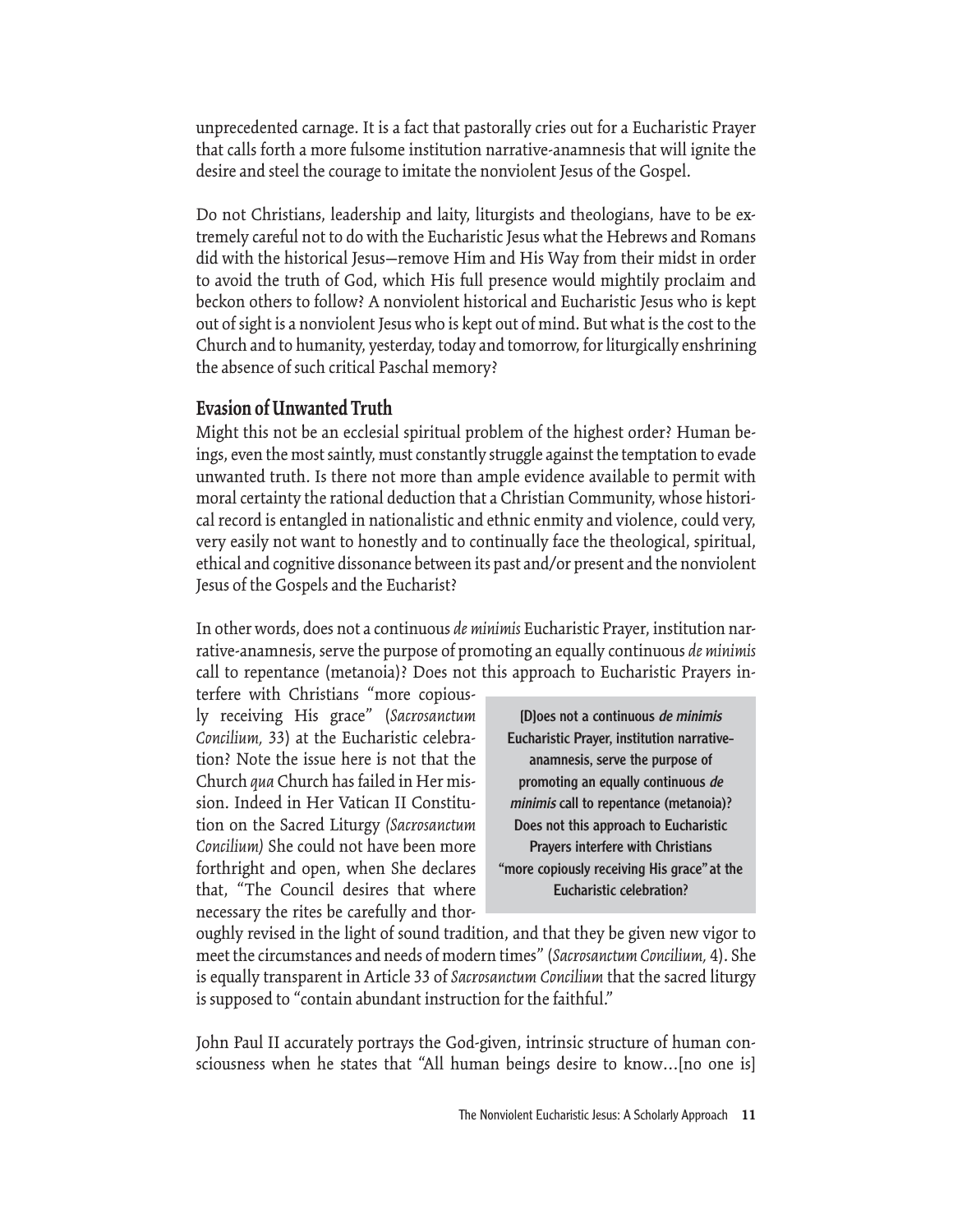unprecedented carnage. It is a fact that pastorally cries out for a Eucharistic Prayer that calls forth a more fulsome institution narrative-anamnesis that will ignite the desire and steel the courage to imitate the nonviolent Jesus of the Gospel.

Do not Christians, leadership and laity, liturgists and theologians, have to be extremely careful not to do with the Eucharistic Jesus what the Hebrews and Romans did with the historical Jesus—remove Him and His Way from their midst in order to avoid the truth of God, which His full presence would mightily proclaim and beckon others to follow? A nonviolent historical and Eucharistic Jesus who is kept out of sight is a nonviolent Jesus who is kept out of mind. But what is the cost to the Church and to humanity, yesterday, today and tomorrow, for liturgically enshrining the absence of such critical Paschal memory?

## Evasion of Unwanted Truth

Might this not be an ecclesial spiritual problem of the highest order? Human beings, even the most saintly, must constantly struggle against the temptation to evade unwanted truth. Is there not more than ample evidence available to permit with moral certainty the rational deduction that a Christian Community, whose historical record is entangled in nationalistic and ethnic enmity and violence, could very, very easily not want to honestly and to continually face the theological, spiritual, ethical and cognitive dissonance between its past and/or present and the nonviolent Jesus of the Gospels and the Eucharist?

In other words, does not a continuous *de minimis* Eucharistic Prayer, institution narrative-anamnesis, serve the purpose of promoting an equally continuous *de minimis* call to repentance (metanoia)? Does not this approach to Eucharistic Prayers interfere with Christians "more copiously receiving His grace" (*Sacrosanctum Concilium,* 33) at the Eucharistic celebration? Note the issue here is not that the Church *qua* Church has failed in Her mission. Indeed in Her Vatican II Constitution on the Sacred Liturgy *(Sacrosanctum Concilium)* She could not have been more forthright and open, when She declares that, "The Council desires that where necessary the rites be carefully and thoroughly revised in the light of sound tradition, and that they be given new vigor to meet the circumstances and needs of modern times" (*Sacrosanctum Concilium,* 4). She is equally transparent in Article 33 of *Sacrosanctum Concilium* that the sacred liturgy is supposed to "contain abundant instruction for the faithful."

> **[D]oes not a continuous *de minimis* Eucharistic Prayer, institution narrative-anamnesis, serve the purpose of promoting an equally continuous *de minimis* call to repentance (metanoia)? Does not this approach to Eucharistic Prayers interfere with Christians "more copiously receiving His grace" at the Eucharistic celebration?**

John Paul II accurately portrays the God-given, intrinsic structure of human consciousness when he states that "All human beings desire to know…[no one is]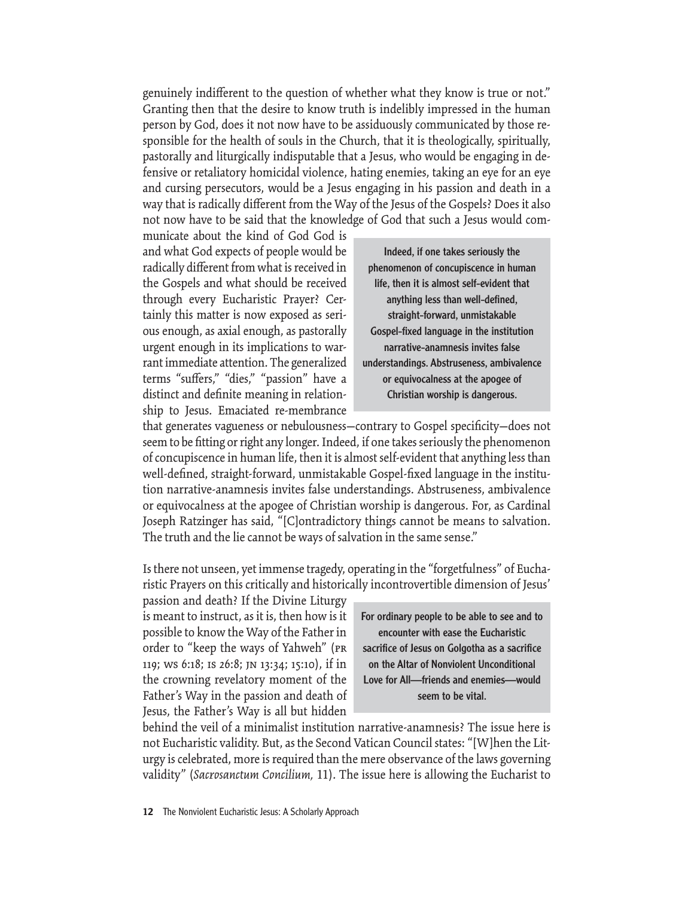genuinely indifferent to the question of whether what they know is true or not." Granting then that the desire to know truth is indelibly impressed in the human person by God, does it not now have to be assiduously communicated by those responsible for the health of souls in the Church, that it is theologically, spiritually, pastorally and liturgically indisputable that a Jesus, who would be engaging in defensive or retaliatory homicidal violence, hating enemies, taking an eye for an eye and cursing persecutors, would be a Jesus engaging in his passion and death in a way that is radically different from the Way of the Jesus of the Gospels? Does it also not now have to be said that the knowledge of God that such a Jesus would communicate about the kind of God God is and what God expects of people would be radically different from what is received in the Gospels and what should be received through every Eucharistic Prayer? Certainly this matter is now exposed as serious enough, as axial enough, as pastorally urgent enough in its implications to warrant immediate attention. The generalized terms "suffers," "dies," "passion" have a distinct and definite meaning in relationship to Jesus. Emaciated re-membrance that generates vagueness or nebulousness—contrary to Gospel specificity—does not seem to be fitting or right any longer. Indeed, if one takes seriously the phenomenon of concupiscence in human life, then it is almost self-evident that anything less than well-defined, straight-forward, unmistakable Gospel-fixed language in the institution narrative-anamnesis invites false understandings. Abstruseness, ambivalence or equivocalness at the apogee of Christian worship is dangerous. For, as Cardinal Joseph Ratzinger has said, "[C]ontradictory things cannot be means to salvation. The truth and the lie cannot be ways of salvation in the same sense."

> **Indeed, if one takes seriously the phenomenon of concupiscence in human life, then it is almost self-evident that anything less than well-defined, straight-forward, unmistakable Gospel-fixed language in the institution narrative-anamnesis invites false understandings. Abstruseness, ambivalence or equivocalness at the apogee of Christian worship is dangerous.**

Is there not unseen, yet immense tragedy, operating in the "forgetfulness" of Eucharistic Prayers on this critically and historically incontrovertible dimension of Jesus' passion and death? If the Divine Liturgy is meant to instruct, as it is, then how is it possible to know the Way of the Father in order to "keep the ways of Yahweh" (PR 119; WS 6:18; IS 26:8; JN 13:34; 15:10), if in the crowning revelatory moment of the Father's Way in the passion and death of Jesus, the Father's Way is all but hidden behind the veil of a minimalist institution narrative-anamnesis? The issue here is not Eucharistic validity. But, as the Second Vatican Council states: "[W]hen the Liturgy is celebrated, more is required than the mere observance of the laws governing validity" (*Sacrosanctum Concilium,* 11). The issue here is allowing the Eucharist to

> **For ordinary people to be able to see and to encounter with ease the Eucharistic sacrifice of Jesus on Golgotha as a sacrifice on the Altar of Nonviolent Unconditional Love for All—friends and enemies—would seem to be vital.**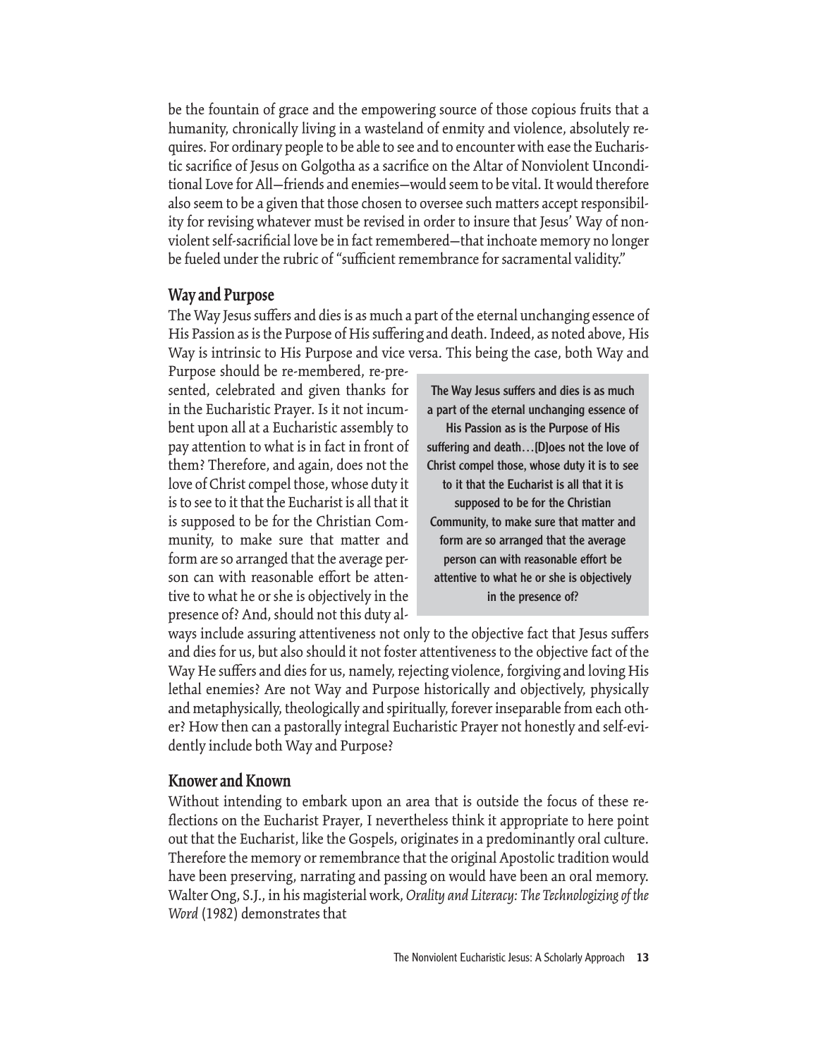be the fountain of grace and the empowering source of those copious fruits that a humanity, chronically living in a wasteland of enmity and violence, absolutely requires. For ordinary people to be able to see and to encounter with ease the Eucharistic sacrifice of Jesus on Golgotha as a sacrifice on the Altar of Nonviolent Unconditional Love for All—friends and enemies—would seem to be vital. It would therefore also seem to be a given that those chosen to oversee such matters accept responsibility for revising whatever must be revised in order to insure that Jesus' Way of nonviolent self-sacrificial love be in fact remembered—that inchoate memory no longer be fueled under the rubric of "sufficient remembrance for sacramental validity."

## Way and Purpose

The Way Jesus suffers and dies is as much a part of the eternal unchanging essence of His Passion as is the Purpose of His suffering and death. Indeed, as noted above, His Way is intrinsic to His Purpose and vice versa. This being the case, both Way and Purpose should be re-membered, re-presented, celebrated and given thanks for in the Eucharistic Prayer. Is it not incumbent upon all at a Eucharistic assembly to pay attention to what is in fact in front of them? Therefore, and again, does not the love of Christ compel those, whose duty it is to see to it that the Eucharist is all that it is supposed to be for the Christian Community, to make sure that matter and form are so arranged that the average person can with reasonable effort be attentive to what he or she is objectively in the presence of? And, should not this duty always include assuring attentiveness not only to the objective fact that Jesus suffers and dies for us, but also should it not foster attentiveness to the objective fact of the Way He suffers and dies for us, namely, rejecting violence, forgiving and loving His lethal enemies? Are not Way and Purpose historically and objectively, physically and metaphysically, theologically and spiritually, forever inseparable from each other? How then can a pastorally integral Eucharistic Prayer not honestly and self-evidently include both Way and Purpose?

> **The Way Jesus suffers and dies is as much a part of the eternal unchanging essence of His Passion as is the Purpose of His suffering and death…[D]oes not the love of Christ compel those, whose duty it is to see to it that the Eucharist is all that it is supposed to be for the Christian Community, to make sure that matter and form are so arranged that the average person can with reasonable effort be attentive to what he or she is objectively in the presence of?**

## Knower and Known

Without intending to embark upon an area that is outside the focus of these reflections on the Eucharist Prayer, I nevertheless think it appropriate to here point out that the Eucharist, like the Gospels, originates in a predominantly oral culture. Therefore the memory or remembrance that the original Apostolic tradition would have been preserving, narrating and passing on would have been an oral memory. Walter Ong, S.J., in his magisterial work, *Orality and Literacy: The Technologizing of the Word* (1982) demonstrates that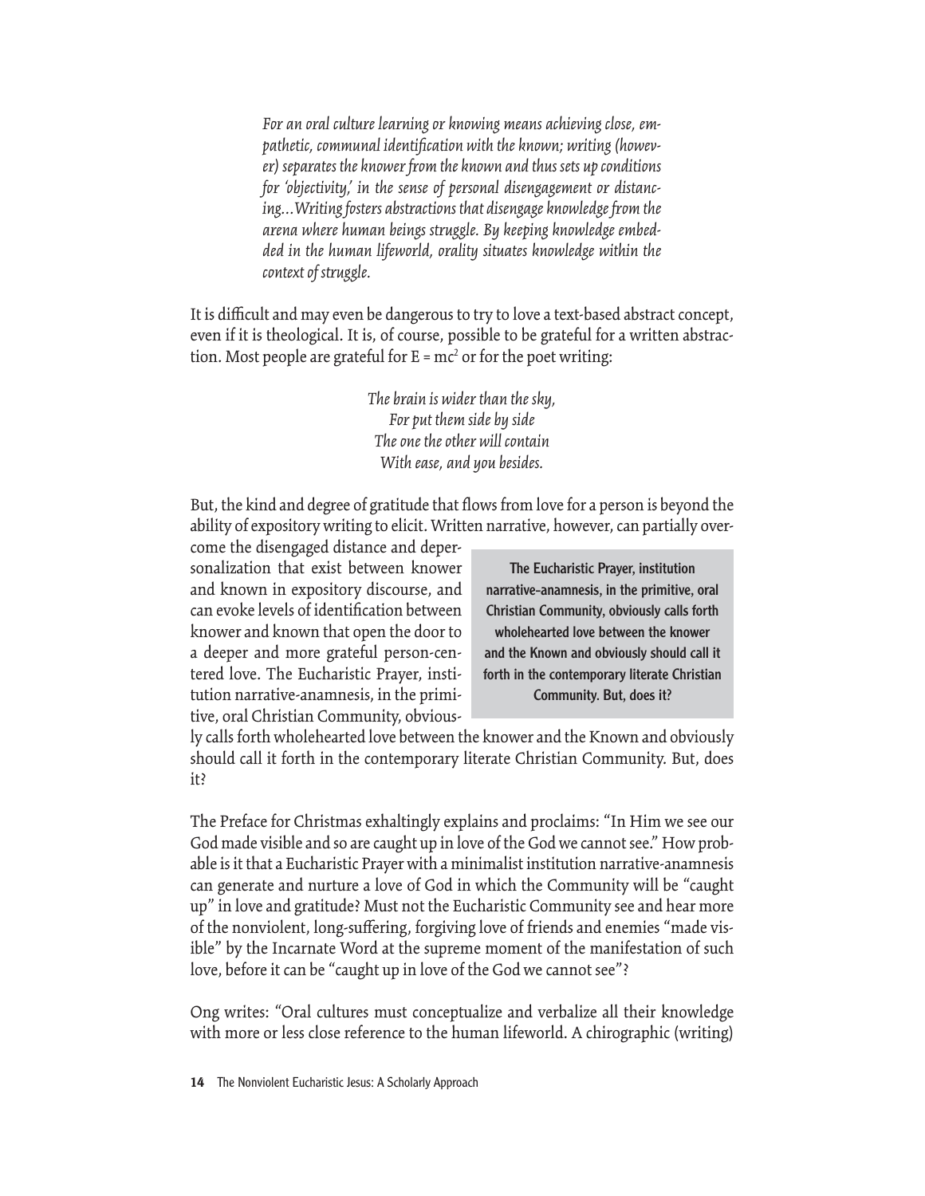> *For an oral culture learning or knowing means achieving close, empathetic, communal identification with the known; writing (however) separates the knower from the known and thus sets up conditions for 'objectivity,' in the sense of personal disengagement or distancing…Writing fosters abstractions that disengage knowledge from the arena where human beings struggle. By keeping knowledge embedded in the human lifeworld, orality situates knowledge within the context of struggle.*

It is difficult and may even be dangerous to try to love a text-based abstract concept, even if it is theological. It is, of course, possible to be grateful for a written abstraction. Most people are grateful for $E = mc^2$ or for the poet writing:

> *The brain is wider than the sky,*
> *For put them side by side*
> *The one the other will contain*
> *With ease, and you besides.*

But, the kind and degree of gratitude that flows from love for a person is beyond the ability of expository writing to elicit. Written narrative, however, can partially overcome the disengaged distance and depersonalization that exist between knower and known in expository discourse, and can evoke levels of identification between knower and known that open the door to a deeper and more grateful person-centered love. The Eucharistic Prayer, institution narrative-anamnesis, in the primitive, oral Christian Community, obviously calls forth wholehearted love between the knower and the Known and obviously should call it forth in the contemporary literate Christian Community. But, does it?

> **The Eucharistic Prayer, institution narrative-anamnesis, in the primitive, oral Christian Community, obviously calls forth wholehearted love between the knower and the Known and obviously should call it forth in the contemporary literate Christian Community. But, does it?**

The Preface for Christmas exhaltingly explains and proclaims: "In Him we see our God made visible and so are caught up in love of the God we cannot see." How probable is it that a Eucharistic Prayer with a minimalist institution narrative-anamnesis can generate and nurture a love of God in which the Community will be "caught up" in love and gratitude? Must not the Eucharistic Community see and hear more of the nonviolent, long-suffering, forgiving love of friends and enemies "made visible" by the Incarnate Word at the supreme moment of the manifestation of such love, before it can be "caught up in love of the God we cannot see"?

Ong writes: "Oral cultures must conceptualize and verbalize all their knowledge with more or less close reference to the human lifeworld. A chirographic (writing)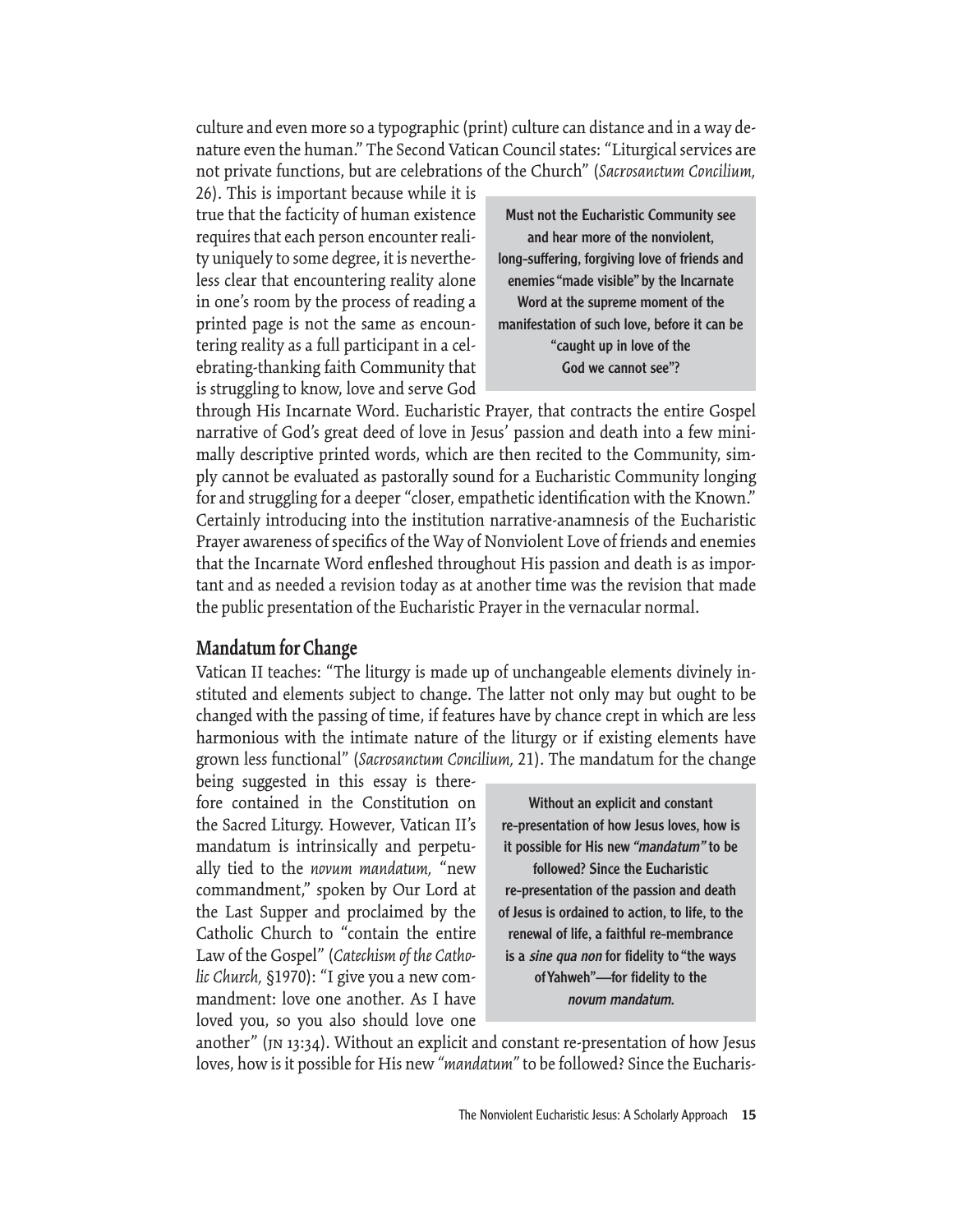culture and even more so a typographic (print) culture can distance and in a way denature even the human." The Second Vatican Council states: "Liturgical services are not private functions, but are celebrations of the Church" (*Sacrosanctum Concilium,* 26). This is important because while it is true that the facticity of human existence requires that each person encounter reality uniquely to some degree, it is nevertheless clear that encountering reality alone in one's room by the process of reading a printed page is not the same as encountering reality as a full participant in a celebrating-thanking faith Community that is struggling to know, love and serve God through His Incarnate Word. Eucharistic Prayer, that contracts the entire Gospel narrative of God's great deed of love in Jesus' passion and death into a few minimally descriptive printed words, which are then recited to the Community, simply cannot be evaluated as pastorally sound for a Eucharistic Community longing for and struggling for a deeper "closer, empathetic identification with the Known." Certainly introducing into the institution narrative-anamnesis of the Eucharistic Prayer awareness of specifics of the Way of Nonviolent Love of friends and enemies that the Incarnate Word enfleshed throughout His passion and death is as important and as needed a revision today as at another time was the revision that made the public presentation of the Eucharistic Prayer in the vernacular normal.

> **Must not the Eucharistic Community see and hear more of the nonviolent, long-suffering, forgiving love of friends and enemies "made visible" by the Incarnate Word at the supreme moment of the manifestation of such love, before it can be "caught up in love of the God we cannot see"?**

## Mandatum for Change

Vatican II teaches: "The liturgy is made up of unchangeable elements divinely instituted and elements subject to change. The latter not only may but ought to be changed with the passing of time, if features have by chance crept in which are less harmonious with the intimate nature of the liturgy or if existing elements have grown less functional" (*Sacrosanctum Concilium,* 21). The mandatum for the change being suggested in this essay is therefore contained in the Constitution on the Sacred Liturgy. However, Vatican II's mandatum is intrinsically and perpetually tied to the *novum mandatum,* "new commandment," spoken by Our Lord at the Last Supper and proclaimed by the Catholic Church to "contain the entire Law of the Gospel" (*Catechism of the Catholic Church,* §1970): "I give you a new commandment: love one another. As I have loved you, so you also should love one another" (JN 13:34). Without an explicit and constant re-presentation of how Jesus loves, how is it possible for His new *"mandatum"* to be followed? Since the Eucharis-

> **Without an explicit and constant re-presentation of how Jesus loves, how is it possible for His new *"mandatum"* to be followed? Since the Eucharistic re-presentation of the passion and death of Jesus is ordained to action, to life, to the renewal of life, a faithful re-membrance is a *sine qua non* for fidelity to "the ways of Yahweh"—for fidelity to the *novum mandatum*.**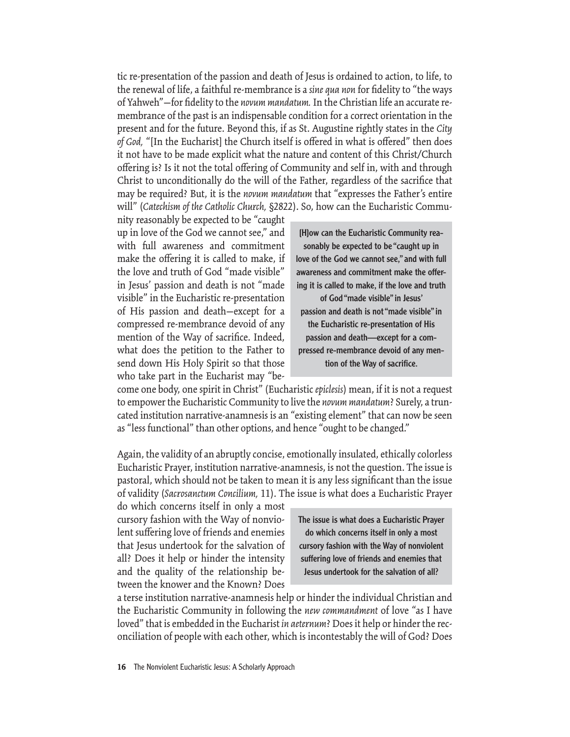tic re-presentation of the passion and death of Jesus is ordained to action, to life, to the renewal of life, a faithful re-membrance is a *sine qua non* for fidelity to "the ways of Yahweh"—for fidelity to the *novum mandatum.* In the Christian life an accurate re-membrance of the past is an indispensable condition for a correct orientation in the present and for the future. Beyond this, if as St. Augustine rightly states in the *City of God,* "[In the Eucharist] the Church itself is offered in what is offered" then does it not have to be made explicit what the nature and content of this Christ/Church offering is? Is it not the total offering of Community and self in, with and through Christ to unconditionally do the will of the Father, regardless of the sacrifice that may be required? But, it is the *novum mandatum* that "expresses the Father's entire will" (*Catechism of the Catholic Church,* §2822). So, how can the Eucharistic Community reasonably be expected to be "caught up in love of the God we cannot see," and with full awareness and commitment make the offering it is called to make, if the love and truth of God "made visible" in Jesus' passion and death is not "made visible" in the Eucharistic re-presentation of His passion and death—except for a compressed re-membrance devoid of any mention of the Way of sacrifice. Indeed, what does the petition to the Father to send down His Holy Spirit so that those who take part in the Eucharist may "become one body, one spirit in Christ" (Eucharistic *epiclesis*) mean, if it is not a request to empower the Eucharistic Community to live the *novum mandatum*? Surely, a truncated institution narrative-anamnesis is an "existing element" that can now be seen as "less functional" than other options, and hence "ought to be changed."

> **[H]ow can the Eucharistic Community reasonably be expected to be "caught up in love of the God we cannot see," and with full awareness and commitment make the offering it is called to make, if the love and truth of God "made visible" in Jesus' passion and death is not "made visible" in the Eucharistic re-presentation of His passion and death—except for a compressed re-membrance devoid of any mention of the Way of sacrifice.**

Again, the validity of an abruptly concise, emotionally insulated, ethically colorless Eucharistic Prayer, institution narrative-anamnesis, is not the question. The issue is pastoral, which should not be taken to mean it is any less significant than the issue of validity (*Sacrosanctum Concilium,* 11). The issue is what does a Eucharistic Prayer do which concerns itself in only a most cursory fashion with the Way of nonviolent suffering love of friends and enemies that Jesus undertook for the salvation of all? Does it help or hinder the intensity and the quality of the relationship between the knower and the Known? Does a terse institution narrative-anamnesis help or hinder the individual Christian and the Eucharistic Community in following the *new commandment* of love "as I have loved" that is embedded in the Eucharist *in aeternum*? Does it help or hinder the reconciliation of people with each other, which is incontestably the will of God? Does

> **The issue is what does a Eucharistic Prayer do which concerns itself in only a most cursory fashion with the Way of nonviolent suffering love of friends and enemies that Jesus undertook for the salvation of all?**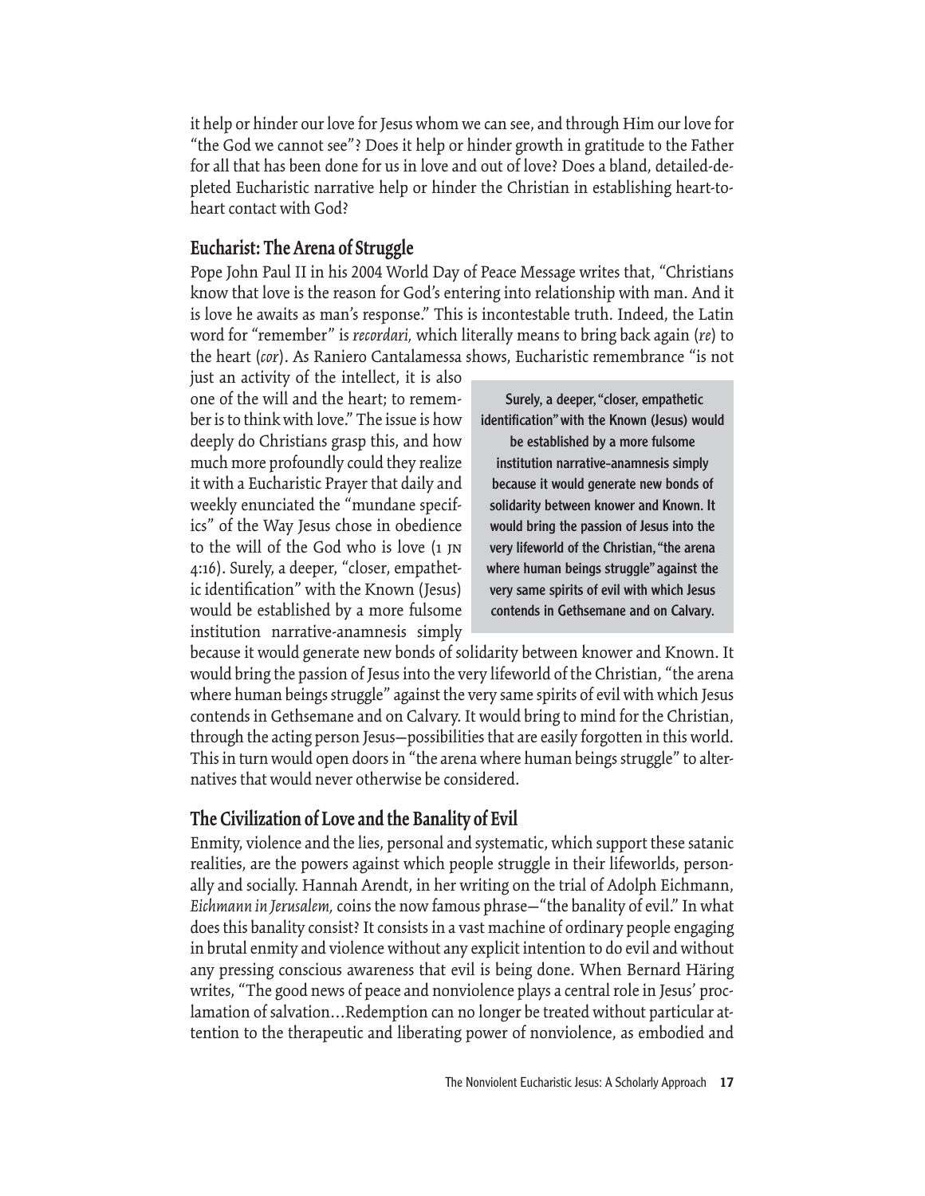it help or hinder our love for Jesus whom we can see, and through Him our love for "the God we cannot see"? Does it help or hinder growth in gratitude to the Father for all that has been done for us in love and out of love? Does a bland, detailed-depleted Eucharistic narrative help or hinder the Christian in establishing heart-to-heart contact with God?

## Eucharist: The Arena of Struggle

Pope John Paul II in his 2004 World Day of Peace Message writes that, "Christians know that love is the reason for God's entering into relationship with man. And it is love he awaits as man's response." This is incontestable truth. Indeed, the Latin word for "remember" is *recordari,* which literally means to bring back again (*re*) to the heart (*cor*). As Raniero Cantalamessa shows, Eucharistic remembrance "is not just an activity of the intellect, it is also one of the will and the heart; to remember is to think with love." The issue is how deeply do Christians grasp this, and how much more profoundly could they realize it with a Eucharistic Prayer that daily and weekly enunciated the "mundane specifics" of the Way Jesus chose in obedience to the will of the God who is love (1 JN 4:16). Surely, a deeper, "closer, empathetic identification" with the Known (Jesus) would be established by a more fulsome institution narrative-anamnesis simply because it would generate new bonds of solidarity between knower and Known. It would bring the passion of Jesus into the very lifeworld of the Christian, "the arena where human beings struggle" against the very same spirits of evil with which Jesus contends in Gethsemane and on Calvary. It would bring to mind for the Christian, through the acting person Jesus—possibilities that are easily forgotten in this world. This in turn would open doors in "the arena where human beings struggle" to alternatives that would never otherwise be considered.

> **Surely, a deeper, "closer, empathetic identification" with the Known (Jesus) would be established by a more fulsome institution narrative-anamnesis simply because it would generate new bonds of solidarity between knower and Known. It would bring the passion of Jesus into the very lifeworld of the Christian, "the arena where human beings struggle" against the very same spirits of evil with which Jesus contends in Gethsemane and on Calvary.**

## The Civilization of Love and the Banality of Evil

Enmity, violence and the lies, personal and systematic, which support these satanic realities, are the powers against which people struggle in their lifeworlds, personally and socially. Hannah Arendt, in her writing on the trial of Adolph Eichmann, *Eichmann in Jerusalem,* coins the now famous phrase—"the banality of evil." In what does this banality consist? It consists in a vast machine of ordinary people engaging in brutal enmity and violence without any explicit intention to do evil and without any pressing conscious awareness that evil is being done. When Bernard Häring writes, "The good news of peace and nonviolence plays a central role in Jesus' proclamation of salvation…Redemption can no longer be treated without particular attention to the therapeutic and liberating power of nonviolence, as embodied and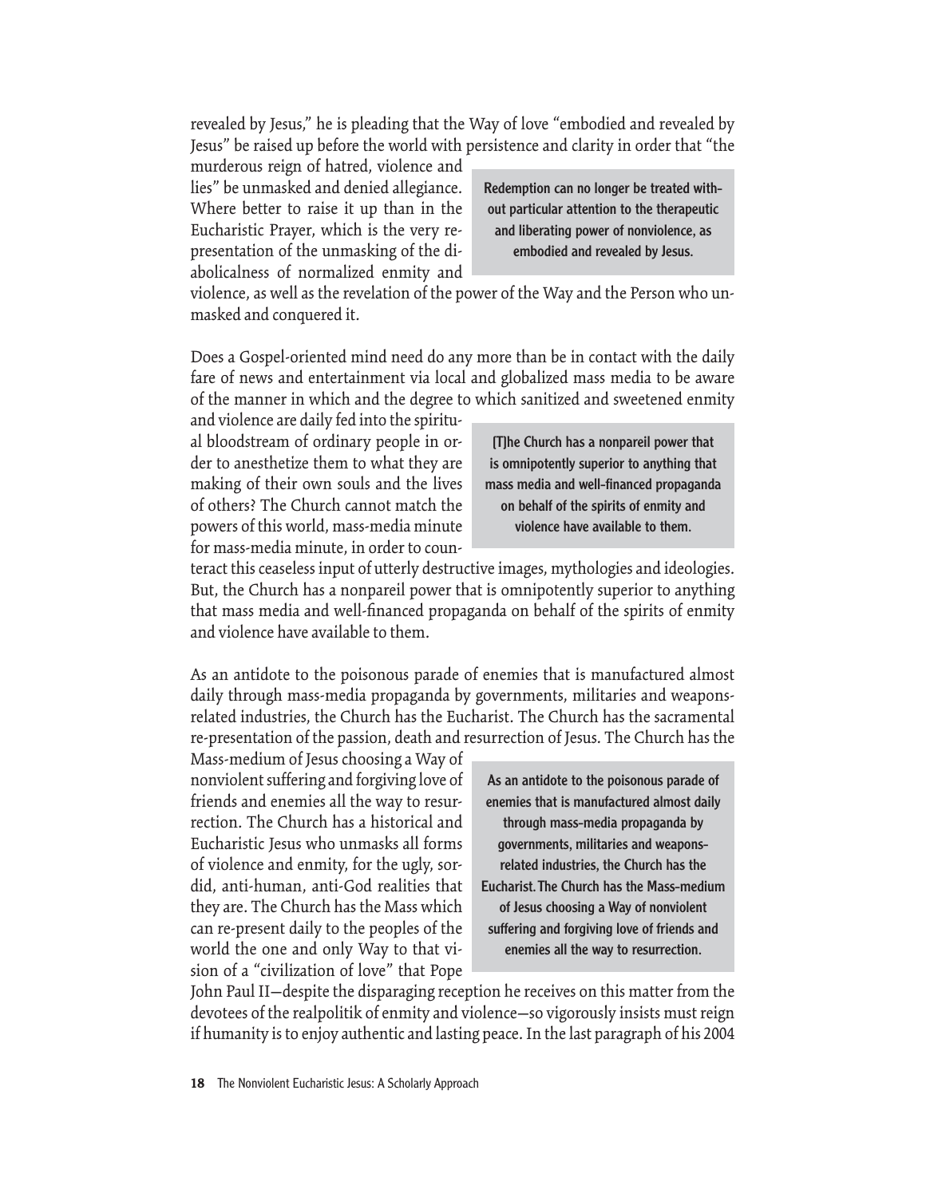revealed by Jesus," he is pleading that the Way of love "embodied and revealed by Jesus" be raised up before the world with persistence and clarity in order that "the murderous reign of hatred, violence and lies" be unmasked and denied allegiance. Where better to raise it up than in the Eucharistic Prayer, which is the very re-presentation of the unmasking of the diabolicalness of normalized enmity and violence, as well as the revelation of the power of the Way and the Person who unmasked and conquered it.

> **Redemption can no longer be treated without particular attention to the therapeutic and liberating power of nonviolence, as embodied and revealed by Jesus.**

Does a Gospel-oriented mind need do any more than be in contact with the daily fare of news and entertainment via local and globalized mass media to be aware of the manner in which and the degree to which sanitized and sweetened enmity and violence are daily fed into the spiritual bloodstream of ordinary people in order to anesthetize them to what they are making of their own souls and the lives of others? The Church cannot match the powers of this world, mass-media minute for mass-media minute, in order to counteract this ceaseless input of utterly destructive images, mythologies and ideologies. But, the Church has a nonpareil power that is omnipotently superior to anything that mass media and well-financed propaganda on behalf of the spirits of enmity and violence have available to them.

> **[T]he Church has a nonpareil power that is omnipotently superior to anything that mass media and well-financed propaganda on behalf of the spirits of enmity and violence have available to them.**

As an antidote to the poisonous parade of enemies that is manufactured almost daily through mass-media propaganda by governments, militaries and weapons-related industries, the Church has the Eucharist. The Church has the sacramental re-presentation of the passion, death and resurrection of Jesus. The Church has the Mass-medium of Jesus choosing a Way of nonviolent suffering and forgiving love of friends and enemies all the way to resurrection. The Church has a historical and Eucharistic Jesus who unmasks all forms of violence and enmity, for the ugly, sordid, anti-human, anti-God realities that they are. The Church has the Mass which can re-present daily to the peoples of the world the one and only Way to that vision of a "civilization of love" that Pope John Paul II—despite the disparaging reception he receives on this matter from the devotees of the realpolitik of enmity and violence—so vigorously insists must reign if humanity is to enjoy authentic and lasting peace. In the last paragraph of his 2004

> **As an antidote to the poisonous parade of enemies that is manufactured almost daily through mass-media propaganda by governments, militaries and weapons-related industries, the Church has the Eucharist. The Church has the Mass-medium of Jesus choosing a Way of nonviolent suffering and forgiving love of friends and enemies all the way to resurrection.**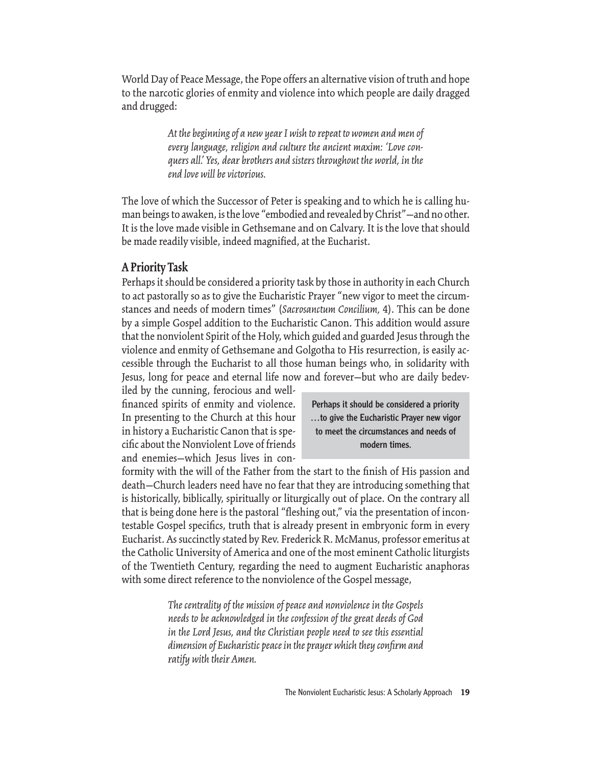World Day of Peace Message, the Pope offers an alternative vision of truth and hope to the narcotic glories of enmity and violence into which people are daily dragged and drugged:

> *At the beginning of a new year I wish to repeat to women and men of every language, religion and culture the ancient maxim: 'Love conquers all.' Yes, dear brothers and sisters throughout the world, in the end love will be victorious.*

The love of which the Successor of Peter is speaking and to which he is calling human beings to awaken, is the love "embodied and revealed by Christ"—and no other. It is the love made visible in Gethsemane and on Calvary. It is the love that should be made readily visible, indeed magnified, at the Eucharist.

## A Priority Task

Perhaps it should be considered a priority task by those in authority in each Church to act pastorally so as to give the Eucharistic Prayer "new vigor to meet the circumstances and needs of modern times" (*Sacrosanctum Concilium,* 4). This can be done by a simple Gospel addition to the Eucharistic Canon. This addition would assure that the nonviolent Spirit of the Holy, which guided and guarded Jesus through the violence and enmity of Gethsemane and Golgotha to His resurrection, is easily accessible through the Eucharist to all those human beings who, in solidarity with Jesus, long for peace and eternal life now and forever—but who are daily bedeviled by the cunning, ferocious and well-financed spirits of enmity and violence. In presenting to the Church at this hour in history a Eucharistic Canon that is specific about the Nonviolent Love of friends and enemies—which Jesus lives in conformity with the will of the Father from the start to the finish of His passion and death—Church leaders need have no fear that they are introducing something that is historically, biblically, spiritually or liturgically out of place. On the contrary all that is being done here is the pastoral "fleshing out," via the presentation of incontestable Gospel specifics, truth that is already present in embryonic form in every Eucharist. As succinctly stated by Rev. Frederick R. McManus, professor emeritus at the Catholic University of America and one of the most eminent Catholic liturgists of the Twentieth Century, regarding the need to augment Eucharistic anaphoras with some direct reference to the nonviolence of the Gospel message,

> **Perhaps it should be considered a priority …to give the Eucharistic Prayer new vigor to meet the circumstances and needs of modern times.**

> *The centrality of the mission of peace and nonviolence in the Gospels needs to be acknowledged in the confession of the great deeds of God in the Lord Jesus, and the Christian people need to see this essential dimension of Eucharistic peace in the prayer which they confirm and ratify with their Amen.*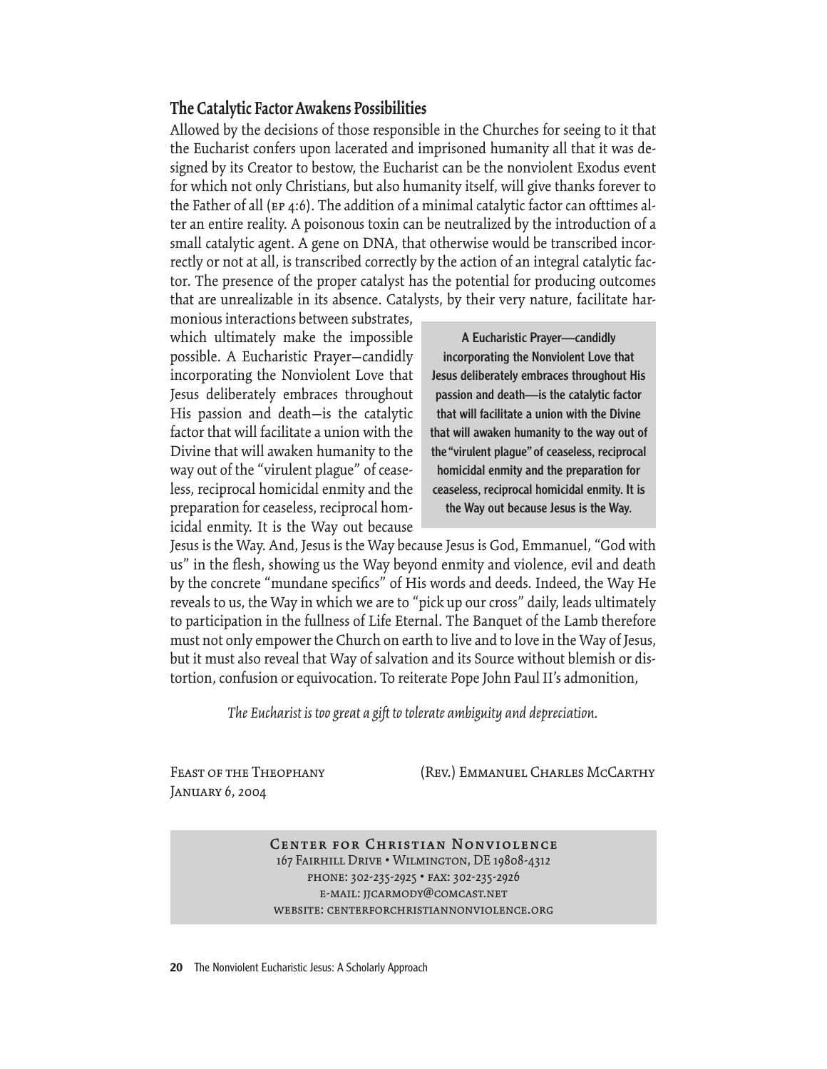## The Catalytic Factor Awakens Possibilities

Allowed by the decisions of those responsible in the Churches for seeing to it that the Eucharist confers upon lacerated and imprisoned humanity all that it was designed by its Creator to bestow, the Eucharist can be the nonviolent Exodus event for which not only Christians, but also humanity itself, will give thanks forever to the Father of all (EP 4:6). The addition of a minimal catalytic factor can ofttimes alter an entire reality. A poisonous toxin can be neutralized by the introduction of a small catalytic agent. A gene on DNA, that otherwise would be transcribed incorrectly or not at all, is transcribed correctly by the action of an integral catalytic factor. The presence of the proper catalyst has the potential for producing outcomes that are unrealizable in its absence. Catalysts, by their very nature, facilitate harmonious interactions between substrates, which ultimately make the impossible possible. A Eucharistic Prayer—candidly incorporating the Nonviolent Love that Jesus deliberately embraces throughout His passion and death—is the catalytic factor that will facilitate a union with the Divine that will awaken humanity to the way out of the "virulent plague" of ceaseless, reciprocal homicidal enmity and the preparation for ceaseless, reciprocal homicidal enmity. It is the Way out because Jesus is the Way. And, Jesus is the Way because Jesus is God, Emmanuel, "God with us" in the flesh, showing us the Way beyond enmity and violence, evil and death by the concrete "mundane specifics" of His words and deeds. Indeed, the Way He reveals to us, the Way in which we are to "pick up our cross" daily, leads ultimately to participation in the fullness of Life Eternal. The Banquet of the Lamb therefore must not only empower the Church on earth to live and to love in the Way of Jesus, but it must also reveal that Way of salvation and its Source without blemish or distortion, confusion or equivocation. To reiterate Pope John Paul II's admonition,

**A Eucharistic Prayer—candidly incorporating the Nonviolent Love that Jesus deliberately embraces throughout His passion and death—is the catalytic factor that will facilitate a union with the Divine that will awaken humanity to the way out of the "virulent plague" of ceaseless, reciprocal homicidal enmity and the preparation for ceaseless, reciprocal homicidal enmity. It is the Way out because Jesus is the Way.**

*The Eucharist is too great a gift to tolerate ambiguity and depreciation.*

FEAST OF THE THEOPHANY
JANUARY 6, 2004

(REV.) EMMANUEL CHARLES MCCARTHY

**CENTER FOR CHRISTIAN NONVIOLENCE**
167 FAIRHILL DRIVE • WILMINGTON, DE 19808-4312
PHONE: 302-235-2925 • FAX: 302-235-2926
E-MAIL: JJCARMODY@COMCAST.NET
WEBSITE: CENTERFORCHRISTIANNONVIOLENCE.ORG